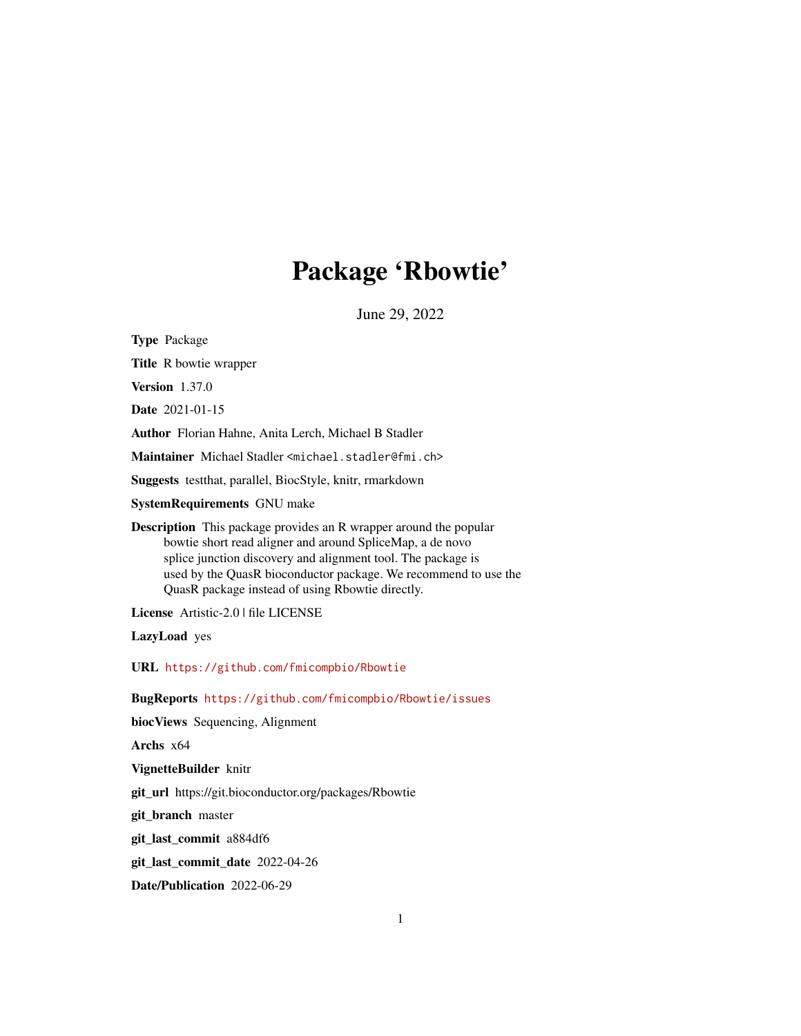# Package 'Rbowtie'

June 29, 2022

**Type** Package

**Title** R bowtie wrapper

**Version** 1.37.0

**Date** 2021-01-15

**Author** Florian Hahne, Anita Lerch, Michael B Stadler

**Maintainer** Michael Stadler <michael.stadler@fmi.ch>

**Suggests** testthat, parallel, BiocStyle, knitr, rmarkdown

**SystemRequirements** GNU make

**Description** This package provides an R wrapper around the popular bowtie short read aligner and around SpliceMap, a de novo splice junction discovery and alignment tool. The package is used by the QuasR bioconductor package. We recommend to use the QuasR package instead of using Rbowtie directly.

**License** Artistic-2.0 | file LICENSE

**LazyLoad** yes

**URL** https://github.com/fmicompbio/Rbowtie

**BugReports** https://github.com/fmicompbio/Rbowtie/issues

**biocViews** Sequencing, Alignment

**Archs** x64

**VignetteBuilder** knitr

**git_url** https://git.bioconductor.org/packages/Rbowtie

**git_branch** master

**git_last_commit** a884df6

**git_last_commit_date** 2022-04-26

**Date/Publication** 2022-06-29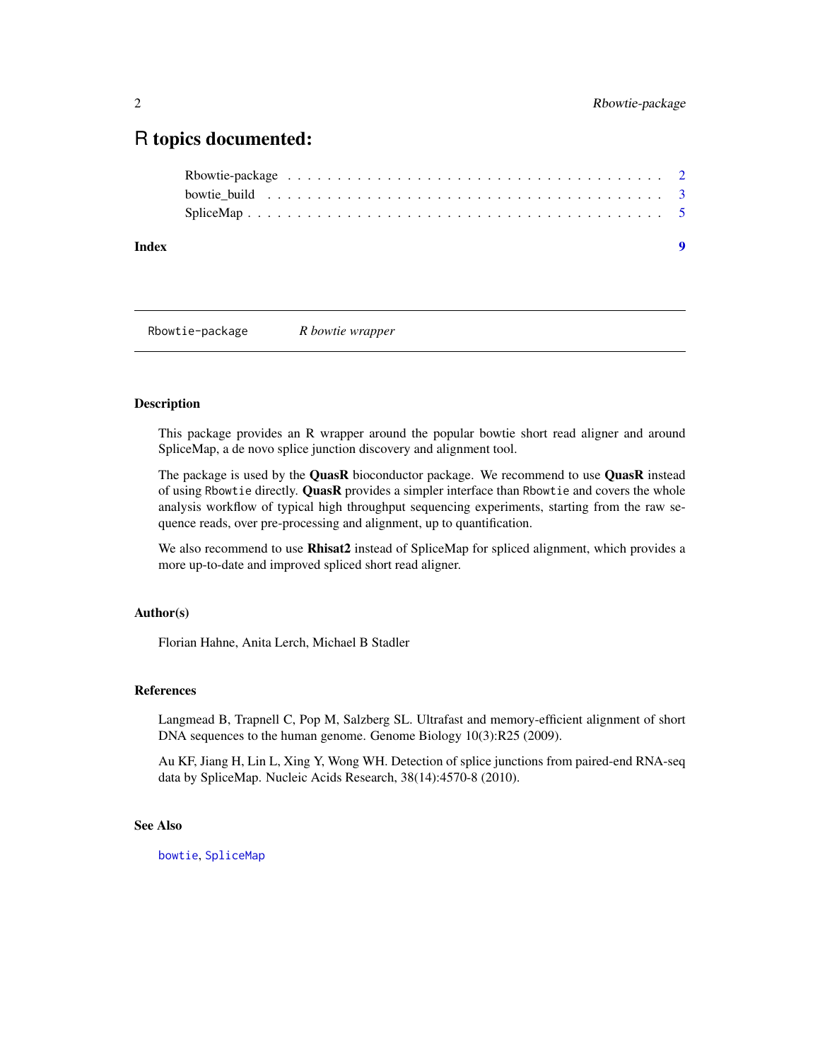# R topics documented:

- Rbowtie-package . . . . . . . . . . . . . . . . . . . . . . . . . . . . . . . . . . . 2
- bowtie_build . . . . . . . . . . . . . . . . . . . . . . . . . . . . . . . . . . . . 3
- SpliceMap . . . . . . . . . . . . . . . . . . . . . . . . . . . . . . . . . . . . . 5

**Index** **9**

---

`Rbowtie-package` *R bowtie wrapper*

---

### Description

This package provides an R wrapper around the popular bowtie short read aligner and around SpliceMap, a de novo splice junction discovery and alignment tool.

The package is used by the **QuasR** bioconductor package. We recommend to use **QuasR** instead of using `Rbowtie` directly. **QuasR** provides a simpler interface than `Rbowtie` and covers the whole analysis workflow of typical high throughput sequencing experiments, starting from the raw sequence reads, over pre-processing and alignment, up to quantification.

We also recommend to use **Rhisat2** instead of SpliceMap for spliced alignment, which provides a more up-to-date and improved spliced short read aligner.

### Author(s)

Florian Hahne, Anita Lerch, Michael B Stadler

### References

Langmead B, Trapnell C, Pop M, Salzberg SL. Ultrafast and memory-efficient alignment of short DNA sequences to the human genome. Genome Biology 10(3):R25 (2009).

Au KF, Jiang H, Lin L, Xing Y, Wong WH. Detection of splice junctions from paired-end RNA-seq data by SpliceMap. Nucleic Acids Research, 38(14):4570-8 (2010).

### See Also

`bowtie`, `SpliceMap`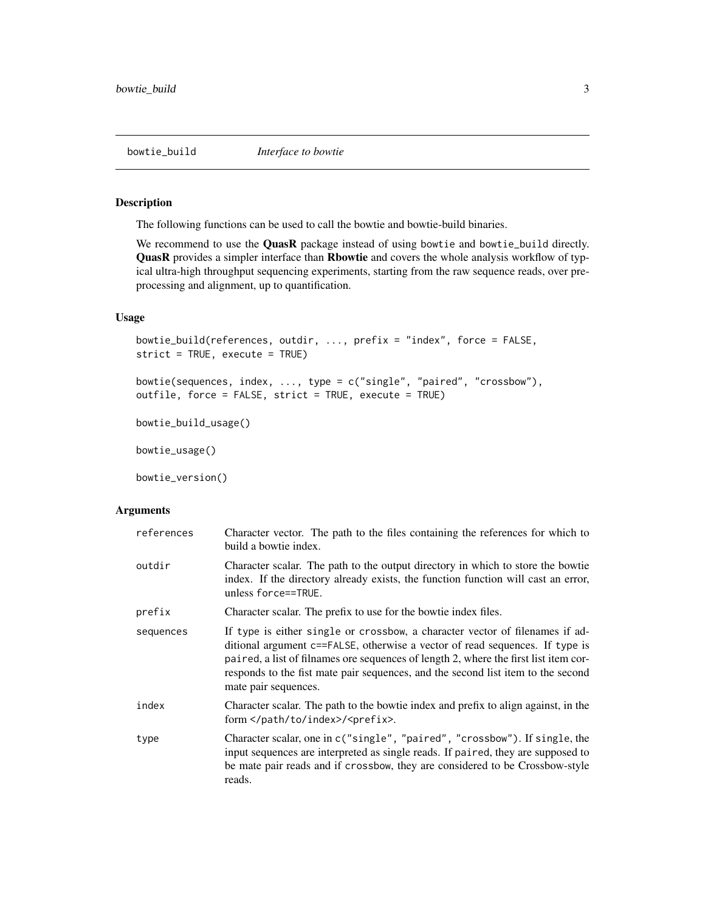bowtie_build    *Interface to bowtie*

## Description

The following functions can be used to call the bowtie and bowtie-build binaries.

We recommend to use the **QuasR** package instead of using bowtie and bowtie_build directly. **QuasR** provides a simpler interface than **Rbowtie** and covers the whole analysis workflow of typical ultra-high throughput sequencing experiments, starting from the raw sequence reads, over pre-processing and alignment, up to quantification.

## Usage

```
bowtie_build(references, outdir, ..., prefix = "index", force = FALSE,
strict = TRUE, execute = TRUE)

bowtie(sequences, index, ..., type = c("single", "paired", "crossbow"),
outfile, force = FALSE, strict = TRUE, execute = TRUE)

bowtie_build_usage()

bowtie_usage()

bowtie_version()
```

## Arguments

| | |
|---|---|
| references | Character vector. The path to the files containing the references for which to build a bowtie index. |
| outdir | Character scalar. The path to the output directory in which to store the bowtie index. If the directory already exists, the function function will cast an error, unless `force==TRUE`. |
| prefix | Character scalar. The prefix to use for the bowtie index files. |
| sequences | If type is either single or crossbow, a character vector of filenames if additional argument `c==FALSE`, otherwise a vector of read sequences. If type is paired, a list of filnames ore sequences of length 2, where the first list item corresponds to the fist mate pair sequences, and the second list item to the second mate pair sequences. |
| index | Character scalar. The path to the bowtie index and prefix to align against, in the form `</path/to/index>/<prefix>`. |
| type | Character scalar, one in `c("single", "paired", "crossbow")`. If single, the input sequences are interpreted as single reads. If paired, they are supposed to be mate pair reads and if crossbow, they are considered to be Crossbow-style reads. |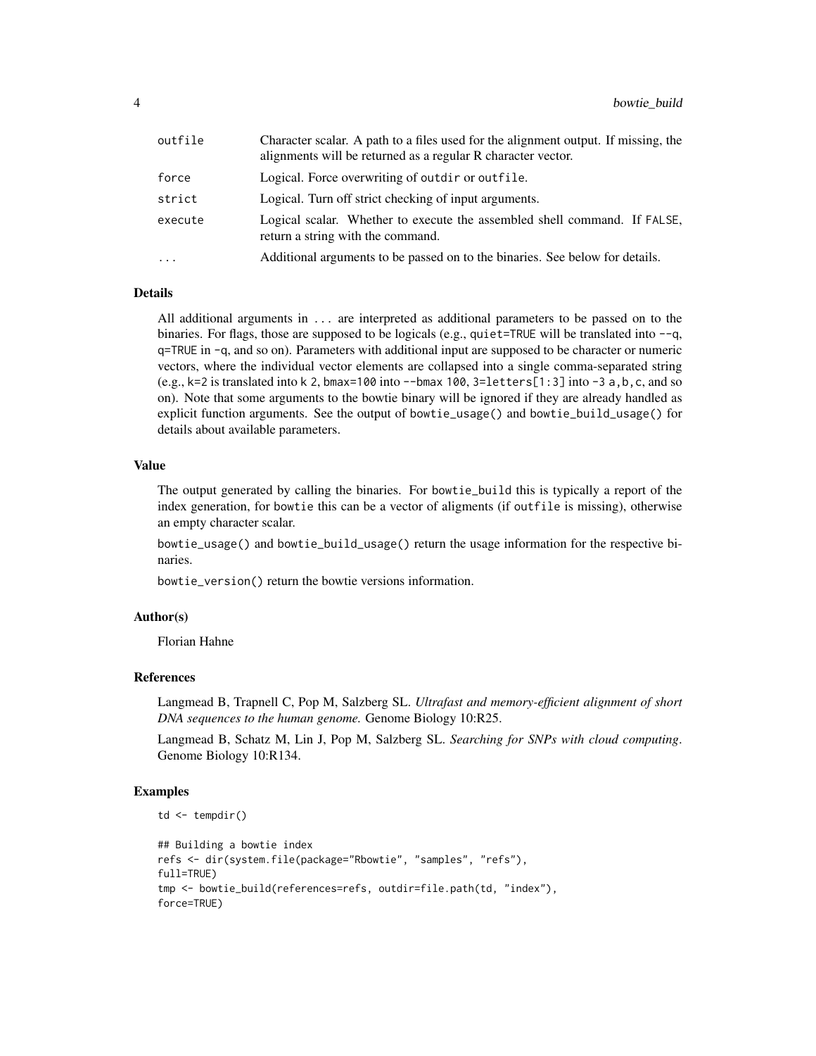| | |
|---|---|
| `outfile` | Character scalar. A path to a files used for the alignment output. If missing, the alignments will be returned as a regular R character vector. |
| `force` | Logical. Force overwriting of `outdir` or `outfile`. |
| `strict` | Logical. Turn off strict checking of input arguments. |
| `execute` | Logical scalar. Whether to execute the assembled shell command. If `FALSE`, return a string with the command. |
| `...` | Additional arguments to be passed on to the binaries. See below for details. |

### Details

All additional arguments in `...` are interpreted as additional parameters to be passed on to the binaries. For flags, those are supposed to be logicals (e.g., `quiet=TRUE` will be translated into `--q`, `q=TRUE` in `-q`, and so on). Parameters with additional input are supposed to be character or numeric vectors, where the individual vector elements are collapsed into a single comma-separated string (e.g., `k=2` is translated into `k 2`, `bmax=100` into `--bmax 100`, `3=letters[1:3]` into `-3 a,b,c`, and so on). Note that some arguments to the bowtie binary will be ignored if they are already handled as explicit function arguments. See the output of `bowtie_usage()` and `bowtie_build_usage()` for details about available parameters.

### Value

The output generated by calling the binaries. For `bowtie_build` this is typically a report of the index generation, for `bowtie` this can be a vector of aligments (if `outfile` is missing), otherwise an empty character scalar.

`bowtie_usage()` and `bowtie_build_usage()` return the usage information for the respective binaries.

`bowtie_version()` return the bowtie versions information.

### Author(s)

Florian Hahne

### References

Langmead B, Trapnell C, Pop M, Salzberg SL. *Ultrafast and memory-efficient alignment of short DNA sequences to the human genome.* Genome Biology 10:R25.

Langmead B, Schatz M, Lin J, Pop M, Salzberg SL. *Searching for SNPs with cloud computing*. Genome Biology 10:R134.

### Examples

```
td <- tempdir()

## Building a bowtie index
refs <- dir(system.file(package="Rbowtie", "samples", "refs"),
full=TRUE)
tmp <- bowtie_build(references=refs, outdir=file.path(td, "index"),
force=TRUE)
```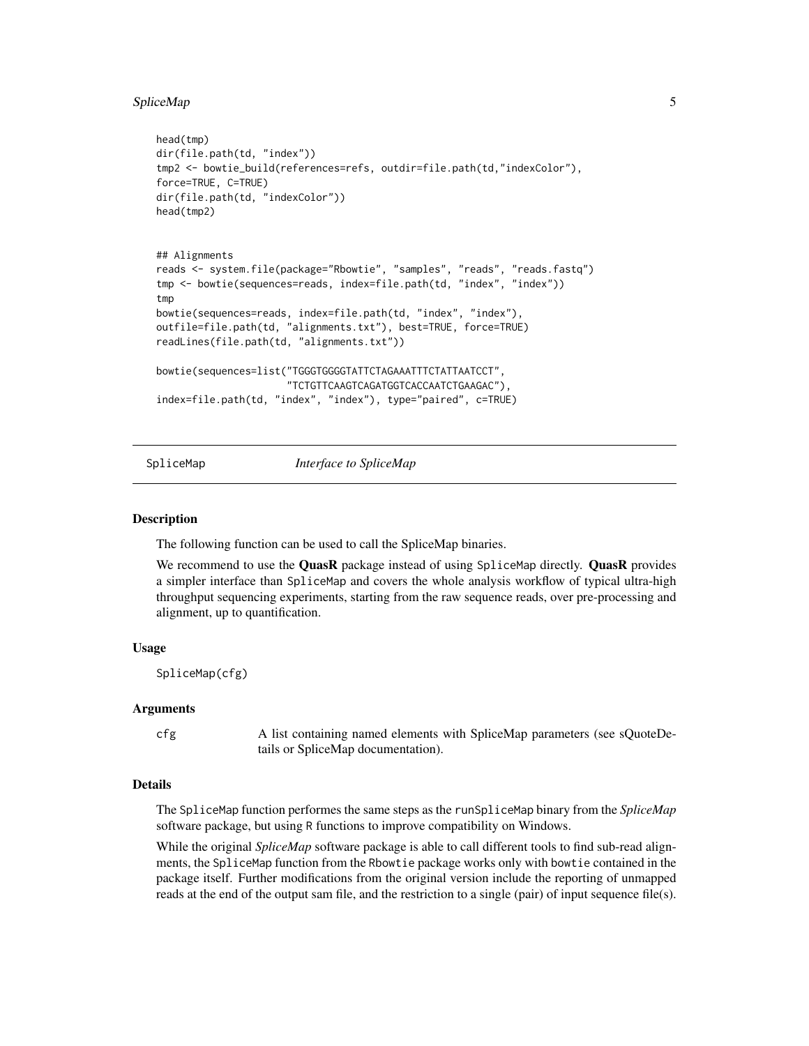```
head(tmp)
dir(file.path(td, "index"))
tmp2 <- bowtie_build(references=refs, outdir=file.path(td,"indexColor"),
force=TRUE, C=TRUE)
dir(file.path(td, "indexColor"))
head(tmp2)


## Alignments
reads <- system.file(package="Rbowtie", "samples", "reads", "reads.fastq")
tmp <- bowtie(sequences=reads, index=file.path(td, "index", "index"))
tmp
bowtie(sequences=reads, index=file.path(td, "index", "index"),
outfile=file.path(td, "alignments.txt"), best=TRUE, force=TRUE)
readLines(file.path(td, "alignments.txt"))

bowtie(sequences=list("TGGGTGGGGTATTCTAGAAATTTCTATTAATCCT",
                      "TCTGTTCAAGTCAGATGGTCACCAATCTGAAGAC"),
index=file.path(td, "index", "index"), type="paired", c=TRUE)
```

## SpliceMap — *Interface to SpliceMap*

### Description

The following function can be used to call the SpliceMap binaries.

We recommend to use the **QuasR** package instead of using SpliceMap directly. **QuasR** provides a simpler interface than SpliceMap and covers the whole analysis workflow of typical ultra-high throughput sequencing experiments, starting from the raw sequence reads, over pre-processing and alignment, up to quantification.

### Usage

```
SpliceMap(cfg)
```

### Arguments

| | |
|---|---|
| cfg | A list containing named elements with SpliceMap parameters (see sQuoteDetails or SpliceMap documentation). |

### Details

The SpliceMap function performes the same steps as the runSpliceMap binary from the *SpliceMap* software package, but using R functions to improve compatibility on Windows.

While the original *SpliceMap* software package is able to call different tools to find sub-read alignments, the SpliceMap function from the Rbowtie package works only with bowtie contained in the package itself. Further modifications from the original version include the reporting of unmapped reads at the end of the output sam file, and the restriction to a single (pair) of input sequence file(s).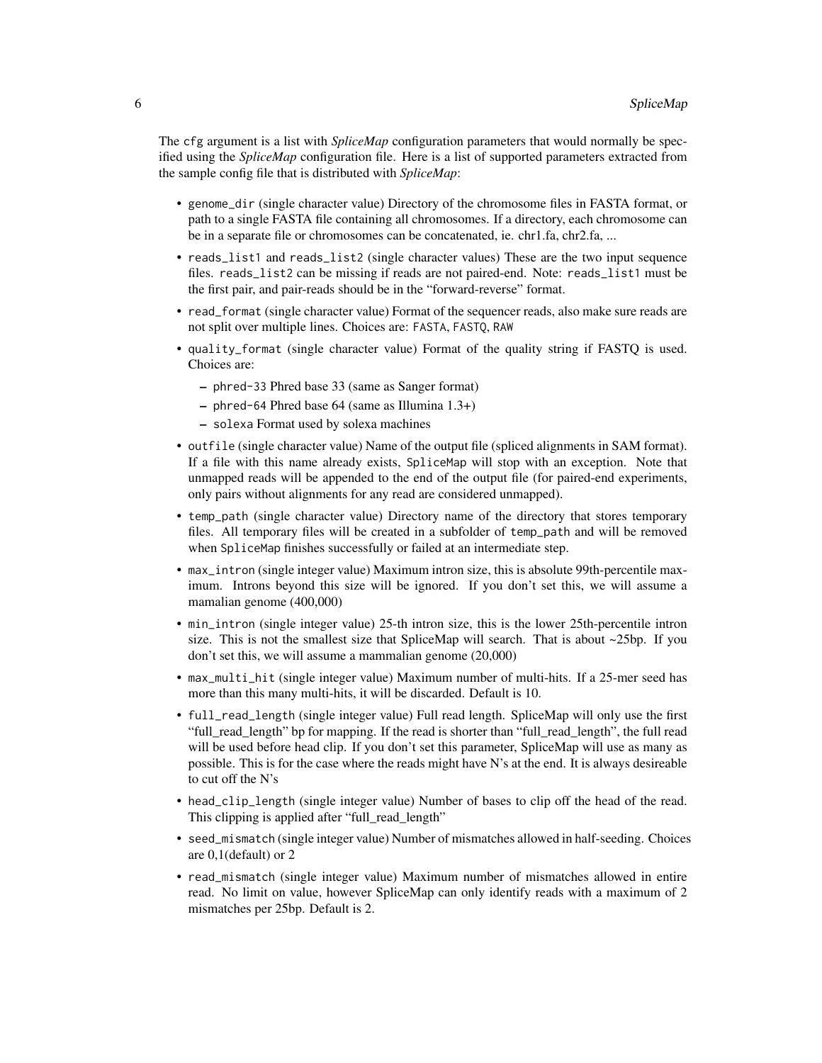The cfg argument is a list with *SpliceMap* configuration parameters that would normally be specified using the *SpliceMap* configuration file. Here is a list of supported parameters extracted from the sample config file that is distributed with *SpliceMap*:

- genome_dir (single character value) Directory of the chromosome files in FASTA format, or path to a single FASTA file containing all chromosomes. If a directory, each chromosome can be in a separate file or chromosomes can be concatenated, ie. chr1.fa, chr2.fa, ...
- reads_list1 and reads_list2 (single character values) These are the two input sequence files. reads_list2 can be missing if reads are not paired-end. Note: reads_list1 must be the first pair, and pair-reads should be in the "forward-reverse" format.
- read_format (single character value) Format of the sequencer reads, also make sure reads are not split over multiple lines. Choices are: FASTA, FASTQ, RAW
- quality_format (single character value) Format of the quality string if FASTQ is used. Choices are:
  - phred-33 Phred base 33 (same as Sanger format)
  - phred-64 Phred base 64 (same as Illumina 1.3+)
  - solexa Format used by solexa machines
- outfile (single character value) Name of the output file (spliced alignments in SAM format). If a file with this name already exists, SpliceMap will stop with an exception. Note that unmapped reads will be appended to the end of the output file (for paired-end experiments, only pairs without alignments for any read are considered unmapped).
- temp_path (single character value) Directory name of the directory that stores temporary files. All temporary files will be created in a subfolder of temp_path and will be removed when SpliceMap finishes successfully or failed at an intermediate step.
- max_intron (single integer value) Maximum intron size, this is absolute 99th-percentile maximum. Introns beyond this size will be ignored. If you don't set this, we will assume a mamalian genome (400,000)
- min_intron (single integer value) 25-th intron size, this is the lower 25th-percentile intron size. This is not the smallest size that SpliceMap will search. That is about ~25bp. If you don't set this, we will assume a mammalian genome (20,000)
- max_multi_hit (single integer value) Maximum number of multi-hits. If a 25-mer seed has more than this many multi-hits, it will be discarded. Default is 10.
- full_read_length (single integer value) Full read length. SpliceMap will only use the first "full_read_length" bp for mapping. If the read is shorter than "full_read_length", the full read will be used before head clip. If you don't set this parameter, SpliceMap will use as many as possible. This is for the case where the reads might have N's at the end. It is always desireable to cut off the N's
- head_clip_length (single integer value) Number of bases to clip off the head of the read. This clipping is applied after "full_read_length"
- seed_mismatch (single integer value) Number of mismatches allowed in half-seeding. Choices are 0,1(default) or 2
- read_mismatch (single integer value) Maximum number of mismatches allowed in entire read. No limit on value, however SpliceMap can only identify reads with a maximum of 2 mismatches per 25bp. Default is 2.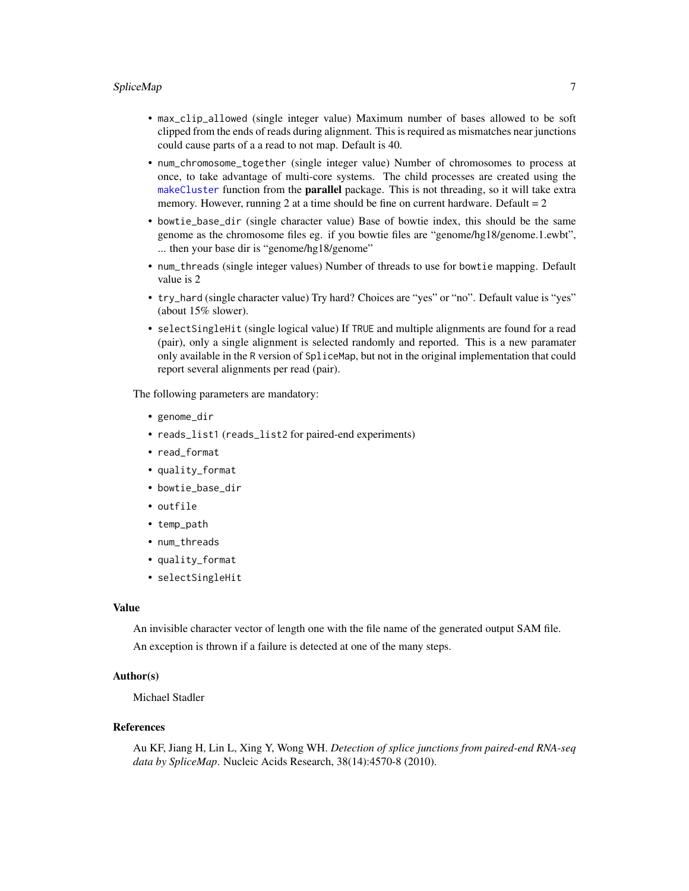- `max_clip_allowed` (single integer value) Maximum number of bases allowed to be soft clipped from the ends of reads during alignment. This is required as mismatches near junctions could cause parts of a a read to not map. Default is 40.
- `num_chromosome_together` (single integer value) Number of chromosomes to process at once, to take advantage of multi-core systems. The child processes are created using the `makeCluster` function from the **parallel** package. This is not threading, so it will take extra memory. However, running 2 at a time should be fine on current hardware. Default = 2
- `bowtie_base_dir` (single character value) Base of bowtie index, this should be the same genome as the chromosome files eg. if you bowtie files are "genome/hg18/genome.1.ewbt", ... then your base dir is "genome/hg18/genome"
- `num_threads` (single integer values) Number of threads to use for `bowtie` mapping. Default value is 2
- `try_hard` (single character value) Try hard? Choices are "yes" or "no". Default value is "yes" (about 15% slower).
- `selectSingleHit` (single logical value) If `TRUE` and multiple alignments are found for a read (pair), only a single alignment is selected randomly and reported. This is a new paramater only available in the `R` version of `SpliceMap`, but not in the original implementation that could report several alignments per read (pair).

The following parameters are mandatory:

- `genome_dir`
- `reads_list1` (`reads_list2` for paired-end experiments)
- `read_format`
- `quality_format`
- `bowtie_base_dir`
- `outfile`
- `temp_path`
- `num_threads`
- `quality_format`
- `selectSingleHit`

### Value

An invisible character vector of length one with the file name of the generated output SAM file.

An exception is thrown if a failure is detected at one of the many steps.

### Author(s)

Michael Stadler

### References

Au KF, Jiang H, Lin L, Xing Y, Wong WH. *Detection of splice junctions from paired-end RNA-seq data by SpliceMap*. Nucleic Acids Research, 38(14):4570-8 (2010).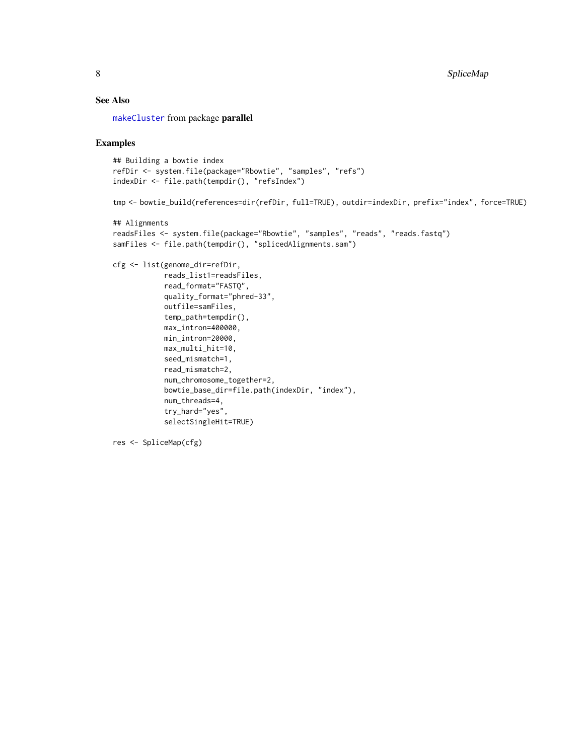### See Also

makeCluster from package **parallel**

### Examples

```
## Building a bowtie index
refDir <- system.file(package="Rbowtie", "samples", "refs")
indexDir <- file.path(tempdir(), "refsIndex")

tmp <- bowtie_build(references=dir(refDir, full=TRUE), outdir=indexDir, prefix="index", force=TRUE)

## Alignments
readsFiles <- system.file(package="Rbowtie", "samples", "reads", "reads.fastq")
samFiles <- file.path(tempdir(), "splicedAlignments.sam")

cfg <- list(genome_dir=refDir,
            reads_list1=readsFiles,
            read_format="FASTQ",
            quality_format="phred-33",
            outfile=samFiles,
            temp_path=tempdir(),
            max_intron=400000,
            min_intron=20000,
            max_multi_hit=10,
            seed_mismatch=1,
            read_mismatch=2,
            num_chromosome_together=2,
            bowtie_base_dir=file.path(indexDir, "index"),
            num_threads=4,
            try_hard="yes",
            selectSingleHit=TRUE)

res <- SpliceMap(cfg)
```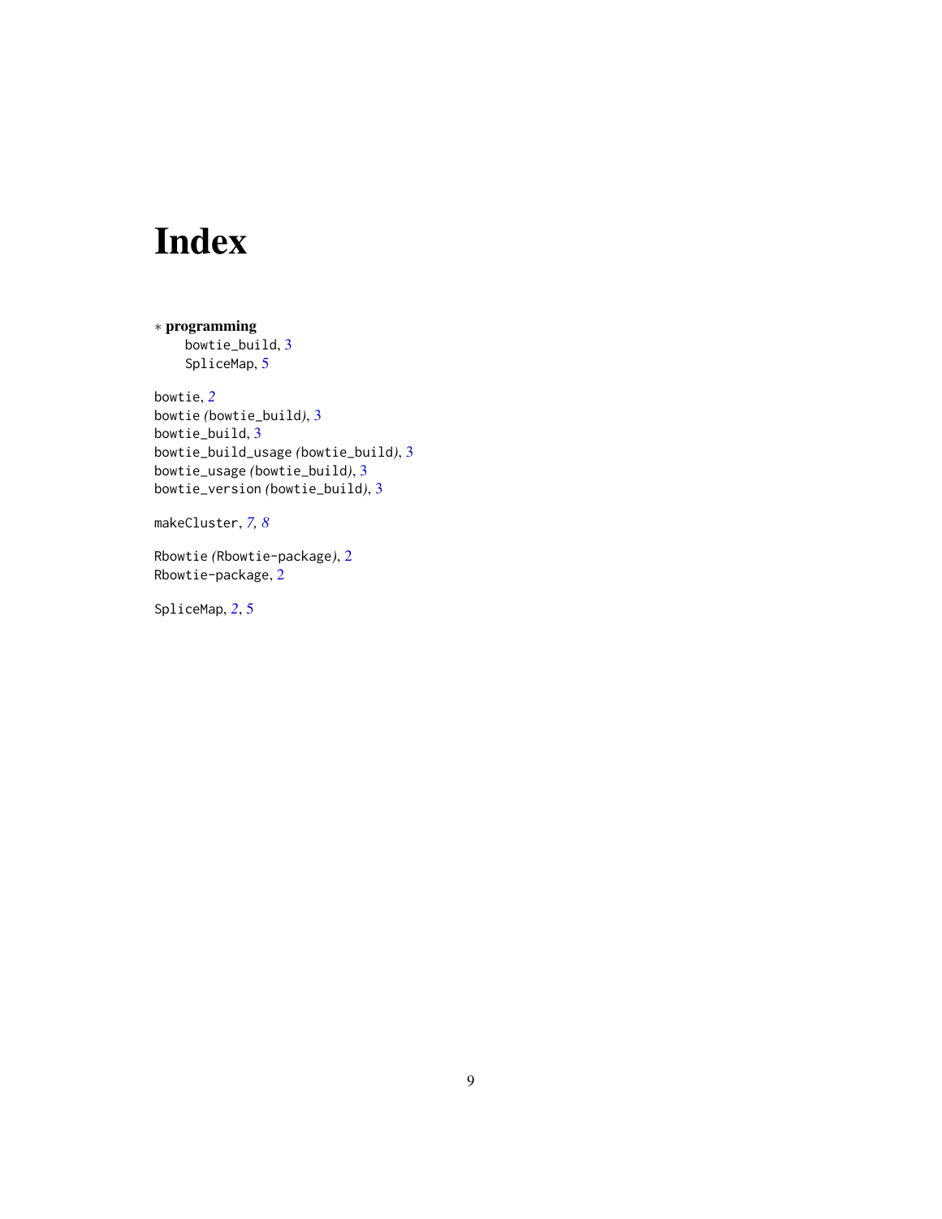# Index

∗ **programming**
    bowtie_build, 3
    SpliceMap, 5

bowtie, *2*
bowtie *(*bowtie_build*)*, 3
bowtie_build, 3
bowtie_build_usage *(*bowtie_build*)*, 3
bowtie_usage *(*bowtie_build*)*, 3
bowtie_version *(*bowtie_build*)*, 3

makeCluster, *7, 8*

Rbowtie *(*Rbowtie-package*)*, 2
Rbowtie-package, 2

SpliceMap, *2*, 5